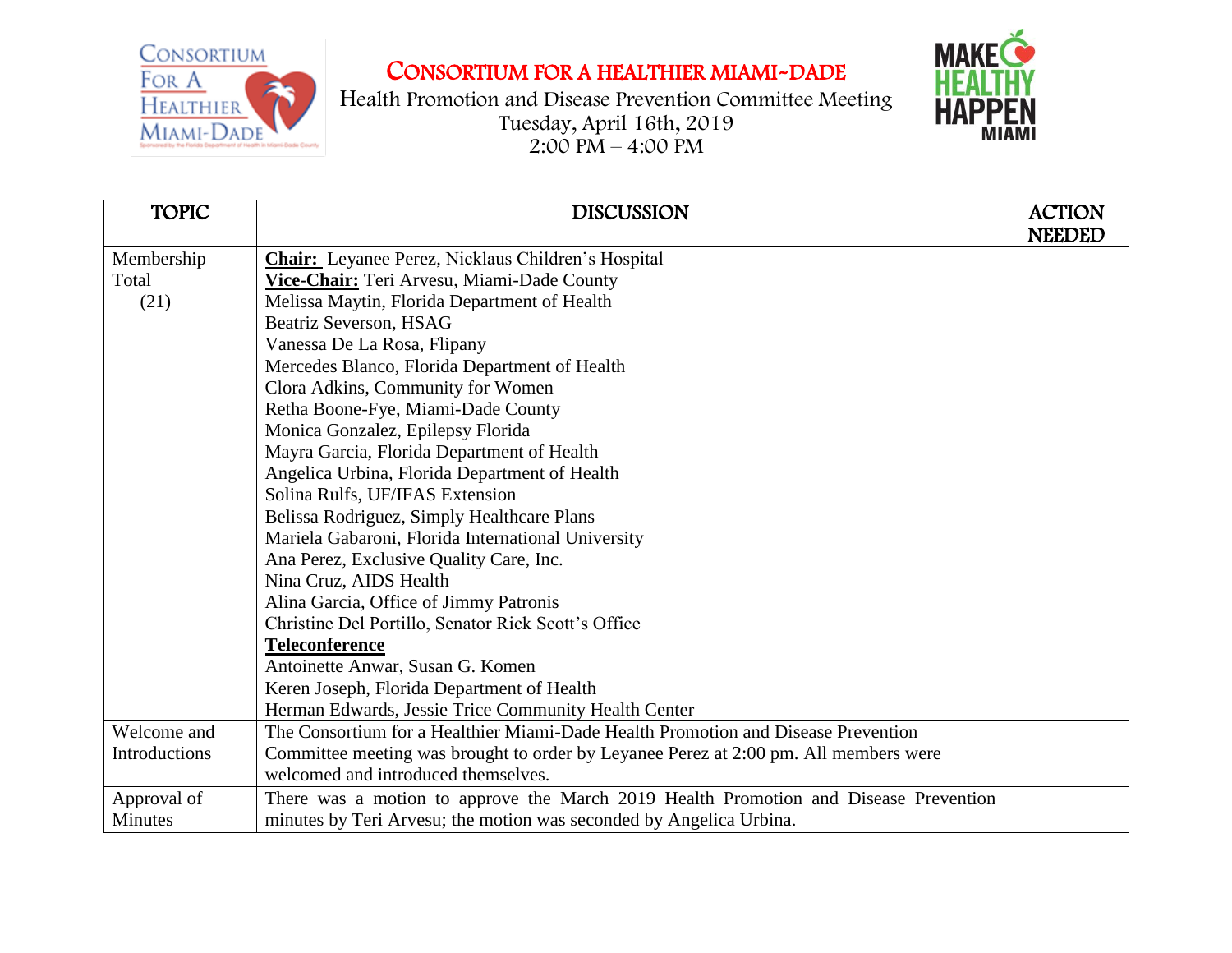# CONSORTIUM FOR A HEALTHIER MIAMI-DADE

Health Promotion and Disease Prevention Committee Meeting
Tuesday, April 16th, 2019
2:00 PM – 4:00 PM

| TOPIC | DISCUSSION | ACTION NEEDED |
|---|---|---|
| Membership Total (21) | **Chair:** Leyanee Perez, Nicklaus Children's Hospital<br>**Vice-Chair:** Teri Arvesu, Miami-Dade County<br>Melissa Maytin, Florida Department of Health<br>Beatriz Severson, HSAG<br>Vanessa De La Rosa, Flipany<br>Mercedes Blanco, Florida Department of Health<br>Clora Adkins, Community for Women<br>Retha Boone-Fye, Miami-Dade County<br>Monica Gonzalez, Epilepsy Florida<br>Mayra Garcia, Florida Department of Health<br>Angelica Urbina, Florida Department of Health<br>Solina Rulfs, UF/IFAS Extension<br>Belissa Rodriguez, Simply Healthcare Plans<br>Mariela Gabaroni, Florida International University<br>Ana Perez, Exclusive Quality Care, Inc.<br>Nina Cruz, AIDS Health<br>Alina Garcia, Office of Jimmy Patronis<br>Christine Del Portillo, Senator Rick Scott's Office<br>**Teleconference**<br>Antoinette Anwar, Susan G. Komen<br>Keren Joseph, Florida Department of Health<br>Herman Edwards, Jessie Trice Community Health Center | |
| Welcome and Introductions | The Consortium for a Healthier Miami-Dade Health Promotion and Disease Prevention Committee meeting was brought to order by Leyanee Perez at 2:00 pm. All members were welcomed and introduced themselves. | |
| Approval of Minutes | There was a motion to approve the March 2019 Health Promotion and Disease Prevention minutes by Teri Arvesu; the motion was seconded by Angelica Urbina. | |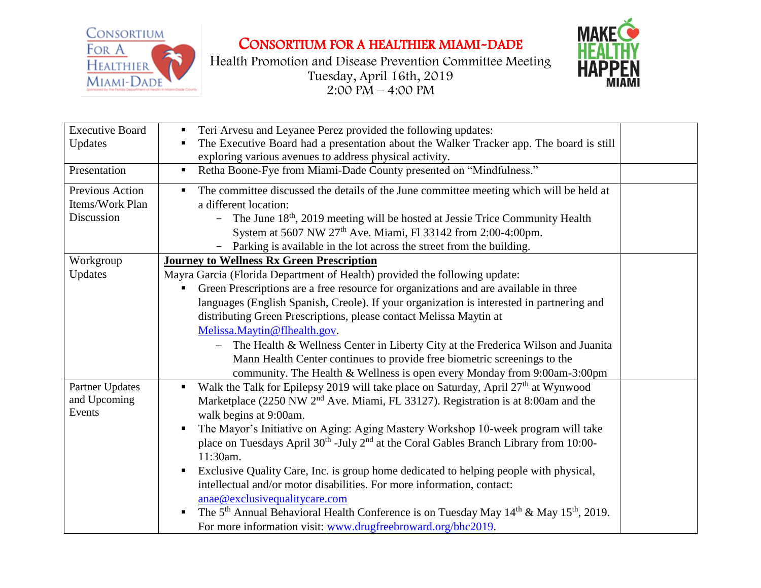# CONSORTIUM FOR A HEALTHIER MIAMI-DADE

Health Promotion and Disease Prevention Committee Meeting
Tuesday, April 16th, 2019
2:00 PM – 4:00 PM

| | | |
|---|---|---|
| Executive Board Updates | ▪ Teri Arvesu and Leyanee Perez provided the following updates:<br>▪ The Executive Board had a presentation about the Walker Tracker app. The board is still exploring various avenues to address physical activity. | |
| Presentation | ▪ Retha Boone-Fye from Miami-Dade County presented on "Mindfulness." | |
| Previous Action Items/Work Plan Discussion | ▪ The committee discussed the details of the June committee meeting which will be held at a different location:<br>− The June 18th, 2019 meeting will be hosted at Jessie Trice Community Health System at 5607 NW 27th Ave. Miami, Fl 33142 from 2:00-4:00pm.<br>− Parking is available in the lot across the street from the building. | |
| Workgroup Updates | **<u>Journey to Wellness Rx Green Prescription</u>**<br>Mayra Garcia (Florida Department of Health) provided the following update:<br>▪ Green Prescriptions are a free resource for organizations and are available in three languages (English Spanish, Creole). If your organization is interested in partnering and distributing Green Prescriptions, please contact Melissa Maytin at Melissa.Maytin@flhealth.gov.<br>– The Health & Wellness Center in Liberty City at the Frederica Wilson and Juanita Mann Health Center continues to provide free biometric screenings to the community. The Health & Wellness is open every Monday from 9:00am-3:00pm | |
| Partner Updates and Upcoming Events | ▪ Walk the Talk for Epilepsy 2019 will take place on Saturday, April 27th at Wynwood Marketplace (2250 NW 2nd Ave. Miami, FL 33127). Registration is at 8:00am and the walk begins at 9:00am.<br>▪ The Mayor's Initiative on Aging: Aging Mastery Workshop 10-week program will take place on Tuesdays April 30th -July 2nd at the Coral Gables Branch Library from 10:00-11:30am.<br>▪ Exclusive Quality Care, Inc. is group home dedicated to helping people with physical, intellectual and/or motor disabilities. For more information, contact: anae@exclusivequalitycare.com<br>▪ The 5th Annual Behavioral Health Conference is on Tuesday May 14th & May 15th, 2019. For more information visit: www.drugfreebroward.org/bhc2019. | |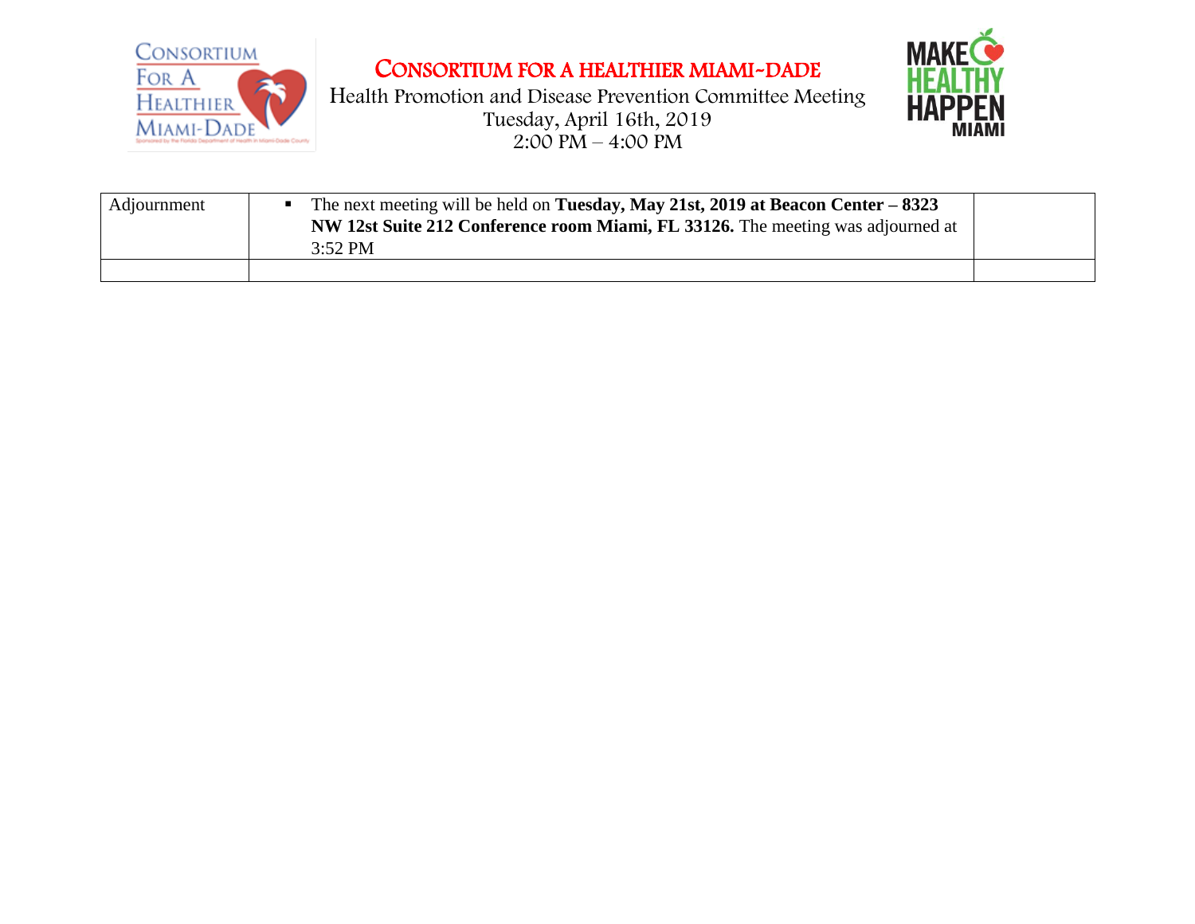# CONSORTIUM FOR A HEALTHIER MIAMI-DADE

Health Promotion and Disease Prevention Committee Meeting
Tuesday, April 16th, 2019
2:00 PM – 4:00 PM

| | | |
|---|---|---|
| Adjournment | ▪ The next meeting will be held on **Tuesday, May 21st, 2019 at Beacon Center – 8323 NW 12st Suite 212 Conference room Miami, FL 33126.** The meeting was adjourned at 3:52 PM | |
| | | |